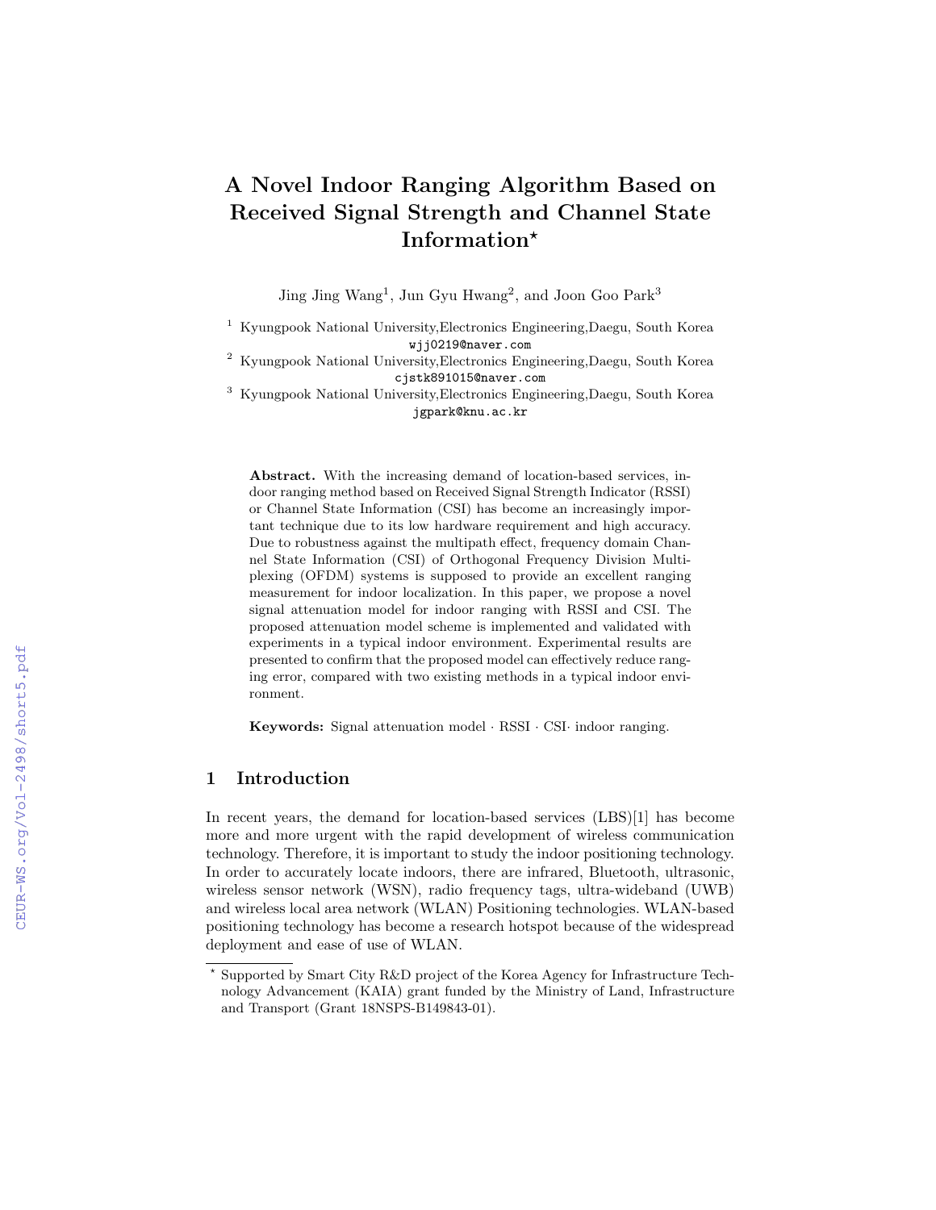# A Novel Indoor Ranging Algorithm Based on Received Signal Strength and Channel State Information*

Jing Jing Wang[1], Jun Gyu Hwang[2], and Joon Goo Park[3]

[1] Kyungpook National University,Electronics Engineering,Daegu, South Korea
wjj0219@naver.com

[2] Kyungpook National University,Electronics Engineering,Daegu, South Korea
cjstk891015@naver.com

[3] Kyungpook National University,Electronics Engineering,Daegu, South Korea
jgpark@knu.ac.kr

**Abstract.** With the increasing demand of location-based services, indoor ranging method based on Received Signal Strength Indicator (RSSI) or Channel State Information (CSI) has become an increasingly important technique due to its low hardware requirement and high accuracy. Due to robustness against the multipath effect, frequency domain Channel State Information (CSI) of Orthogonal Frequency Division Multiplexing (OFDM) systems is supposed to provide an excellent ranging measurement for indoor localization. In this paper, we propose a novel signal attenuation model for indoor ranging with RSSI and CSI. The proposed attenuation model scheme is implemented and validated with experiments in a typical indoor environment. Experimental results are presented to confirm that the proposed model can effectively reduce ranging error, compared with two existing methods in a typical indoor environment.

**Keywords:** Signal attenuation model · RSSI · CSI· indoor ranging.

## 1 Introduction

In recent years, the demand for location-based services (LBS)[1] has become more and more urgent with the rapid development of wireless communication technology. Therefore, it is important to study the indoor positioning technology. In order to accurately locate indoors, there are infrared, Bluetooth, ultrasonic, wireless sensor network (WSN), radio frequency tags, ultra-wideband (UWB) and wireless local area network (WLAN) Positioning technologies. WLAN-based positioning technology has become a research hotspot because of the widespread deployment and ease of use of WLAN.

* Supported by Smart City R&D project of the Korea Agency for Infrastructure Technology Advancement (KAIA) grant funded by the Ministry of Land, Infrastructure and Transport (Grant 18NSPS-B149843-01).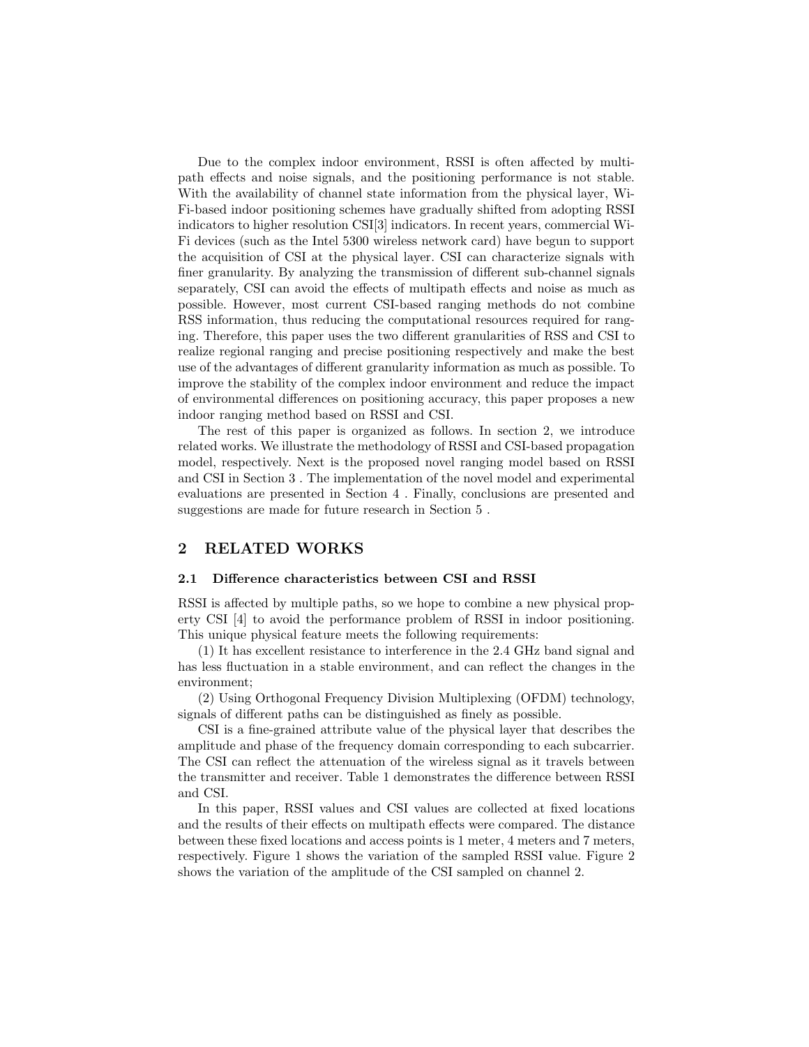Due to the complex indoor environment, RSSI is often affected by multipath effects and noise signals, and the positioning performance is not stable. With the availability of channel state information from the physical layer, Wi-Fi-based indoor positioning schemes have gradually shifted from adopting RSSI indicators to higher resolution CSI[3] indicators. In recent years, commercial Wi-Fi devices (such as the Intel 5300 wireless network card) have begun to support the acquisition of CSI at the physical layer. CSI can characterize signals with finer granularity. By analyzing the transmission of different sub-channel signals separately, CSI can avoid the effects of multipath effects and noise as much as possible. However, most current CSI-based ranging methods do not combine RSS information, thus reducing the computational resources required for ranging. Therefore, this paper uses the two different granularities of RSS and CSI to realize regional ranging and precise positioning respectively and make the best use of the advantages of different granularity information as much as possible. To improve the stability of the complex indoor environment and reduce the impact of environmental differences on positioning accuracy, this paper proposes a new indoor ranging method based on RSSI and CSI.

The rest of this paper is organized as follows. In section 2, we introduce related works. We illustrate the methodology of RSSI and CSI-based propagation model, respectively. Next is the proposed novel ranging model based on RSSI and CSI in Section 3 . The implementation of the novel model and experimental evaluations are presented in Section 4 . Finally, conclusions are presented and suggestions are made for future research in Section 5 .

## 2 RELATED WORKS

### 2.1 Difference characteristics between CSI and RSSI

RSSI is affected by multiple paths, so we hope to combine a new physical property CSI [4] to avoid the performance problem of RSSI in indoor positioning. This unique physical feature meets the following requirements:

(1) It has excellent resistance to interference in the 2.4 GHz band signal and has less fluctuation in a stable environment, and can reflect the changes in the environment;

(2) Using Orthogonal Frequency Division Multiplexing (OFDM) technology, signals of different paths can be distinguished as finely as possible.

CSI is a fine-grained attribute value of the physical layer that describes the amplitude and phase of the frequency domain corresponding to each subcarrier. The CSI can reflect the attenuation of the wireless signal as it travels between the transmitter and receiver. Table 1 demonstrates the difference between RSSI and CSI.

In this paper, RSSI values and CSI values are collected at fixed locations and the results of their effects on multipath effects were compared. The distance between these fixed locations and access points is 1 meter, 4 meters and 7 meters, respectively. Figure 1 shows the variation of the sampled RSSI value. Figure 2 shows the variation of the amplitude of the CSI sampled on channel 2.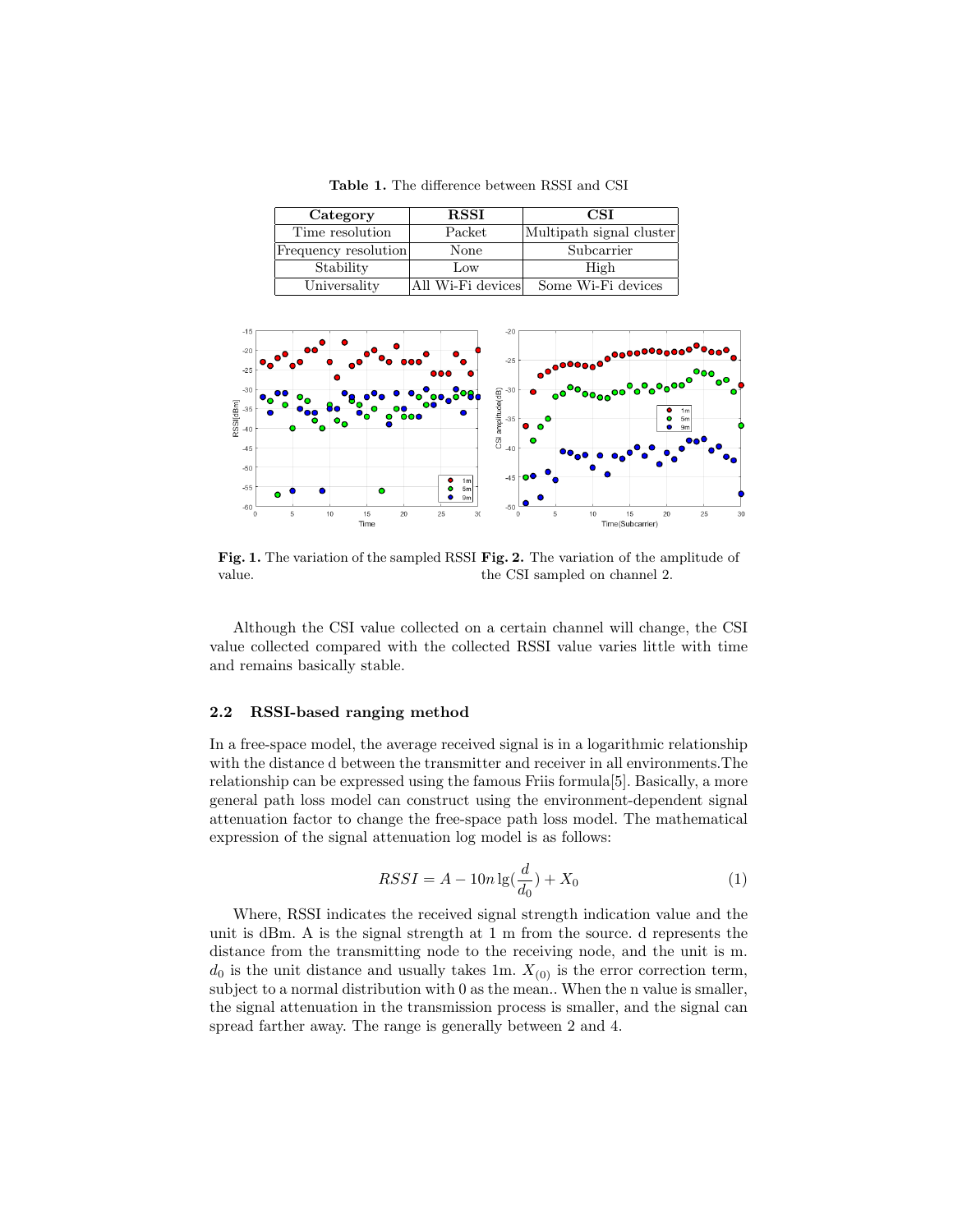**Table 1.** The difference between RSSI and CSI

| Category | RSSI | CSI |
|---|---|---|
| Time resolution | Packet | Multipath signal cluster |
| Frequency resolution | None | Subcarrier |
| Stability | Low | High |
| Universality | All Wi-Fi devices | Some Wi-Fi devices |

**Fig. 1.** The variation of the sampled RSSI value.

**Fig. 2.** The variation of the amplitude of the CSI sampled on channel 2.

Although the CSI value collected on a certain channel will change, the CSI value collected compared with the collected RSSI value varies little with time and remains basically stable.

### 2.2 RSSI-based ranging method

In a free-space model, the average received signal is in a logarithmic relationship with the distance d between the transmitter and receiver in all environments.The relationship can be expressed using the famous Friis formula[5]. Basically, a more general path loss model can construct using the environment-dependent signal attenuation factor to change the free-space path loss model. The mathematical expression of the signal attenuation log model is as follows:

$$RSSI = A - 10n\lg(\frac{d}{d_0}) + X_0 \tag{1}$$

Where, RSSI indicates the received signal strength indication value and the unit is dBm. A is the signal strength at 1 m from the source. d represents the distance from the transmitting node to the receiving node, and the unit is m. $d_0$ is the unit distance and usually takes 1m. $X_{(0)}$ is the error correction term, subject to a normal distribution with 0 as the mean.. When the n value is smaller, the signal attenuation in the transmission process is smaller, and the signal can spread farther away. The range is generally between 2 and 4.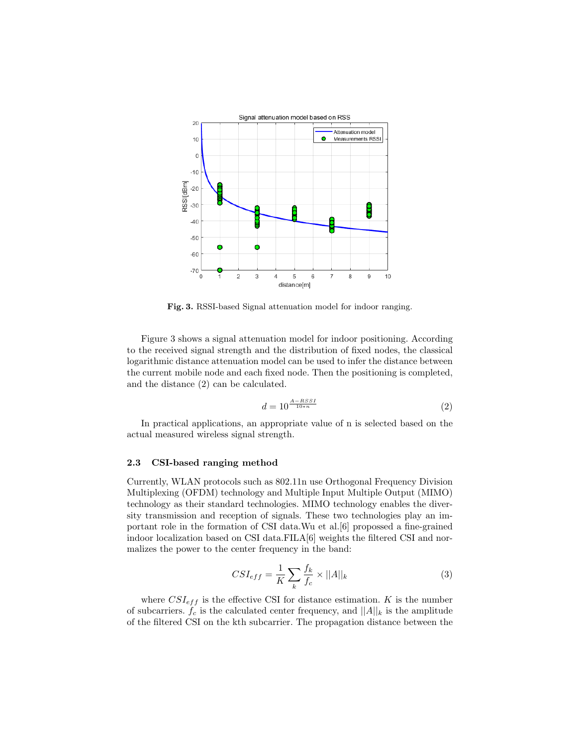**Fig. 3.** RSSI-based Signal attenuation model for indoor ranging.

Figure 3 shows a signal attenuation model for indoor positioning. According to the received signal strength and the distribution of fixed nodes, the classical logarithmic distance attenuation model can be used to infer the distance between the current mobile node and each fixed node. Then the positioning is completed, and the distance (2) can be calculated.

$$d = 10^{\frac{A-RSSI}{10*n}} \tag{2}$$

In practical applications, an appropriate value of n is selected based on the actual measured wireless signal strength.

### 2.3 CSI-based ranging method

Currently, WLAN protocols such as 802.11n use Orthogonal Frequency Division Multiplexing (OFDM) technology and Multiple Input Multiple Output (MIMO) technology as their standard technologies. MIMO technology enables the diversity transmission and reception of signals. These two technologies play an important role in the formation of CSI data.Wu et al.[6] propossed a fine-grained indoor localization based on CSI data.FILA[6] weights the filtered CSI and normalizes the power to the center frequency in the band:

$$CSI_{eff} = \frac{1}{K}\sum_{k}\frac{f_k}{f_c} \times ||A||_k \tag{3}$$

where $CSI_{eff}$ is the effective CSI for distance estimation. $K$ is the number of subcarriers. $f_c$ is the calculated center frequency, and $||A||_k$ is the amplitude of the filtered CSI on the kth subcarrier. The propagation distance between the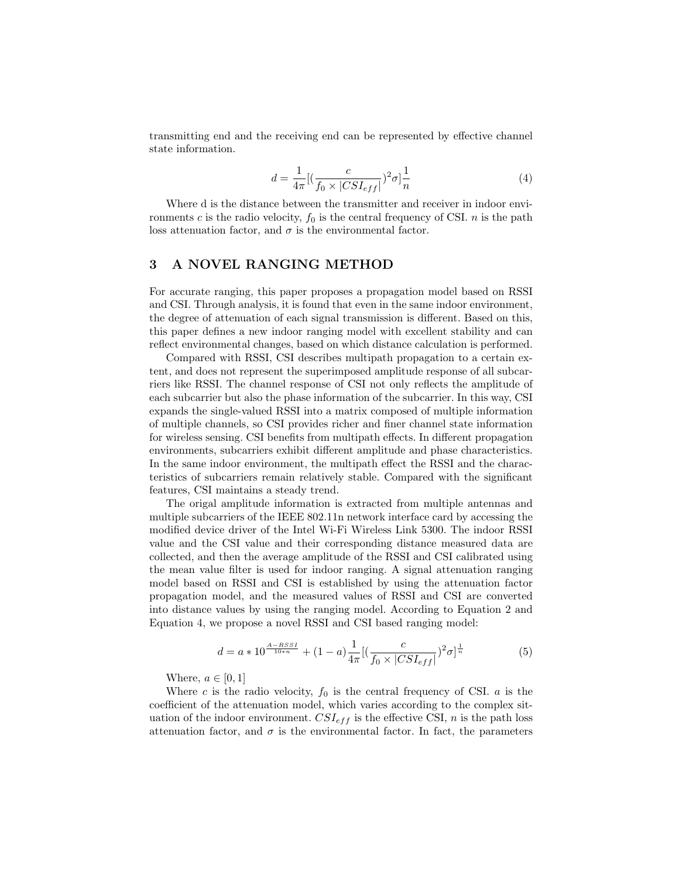transmitting end and the receiving end can be represented by effective channel state information.

$$d = \frac{1}{4\pi}[(\frac{c}{f_0 \times |CSI_{eff}|})^2\sigma]\frac{1}{n} \tag{4}$$

Where d is the distance between the transmitter and receiver in indoor environments $c$ is the radio velocity, $f_0$ is the central frequency of CSI. $n$ is the path loss attenuation factor, and $\sigma$ is the environmental factor.

## 3 A NOVEL RANGING METHOD

For accurate ranging, this paper proposes a propagation model based on RSSI and CSI. Through analysis, it is found that even in the same indoor environment, the degree of attenuation of each signal transmission is different. Based on this, this paper defines a new indoor ranging model with excellent stability and can reflect environmental changes, based on which distance calculation is performed.

Compared with RSSI, CSI describes multipath propagation to a certain extent, and does not represent the superimposed amplitude response of all subcarriers like RSSI. The channel response of CSI not only reflects the amplitude of each subcarrier but also the phase information of the subcarrier. In this way, CSI expands the single-valued RSSI into a matrix composed of multiple information of multiple channels, so CSI provides richer and finer channel state information for wireless sensing. CSI benefits from multipath effects. In different propagation environments, subcarriers exhibit different amplitude and phase characteristics. In the same indoor environment, the multipath effect the RSSI and the characteristics of subcarriers remain relatively stable. Compared with the significant features, CSI maintains a steady trend.

The origal amplitude information is extracted from multiple antennas and multiple subcarriers of the IEEE 802.11n network interface card by accessing the modified device driver of the Intel Wi-Fi Wireless Link 5300. The indoor RSSI value and the CSI value and their corresponding distance measured data are collected, and then the average amplitude of the RSSI and CSI calibrated using the mean value filter is used for indoor ranging. A signal attenuation ranging model based on RSSI and CSI is established by using the attenuation factor propagation model, and the measured values of RSSI and CSI are converted into distance values by using the ranging model. According to Equation 2 and Equation 4, we propose a novel RSSI and CSI based ranging model:

$$d = a * 10^{\frac{A-RSSI}{10*n}} + (1-a)\frac{1}{4\pi}[(\frac{c}{f_0 \times |CSI_{eff}|})^2\sigma]^{\frac{1}{n}} \tag{5}$$

Where, $a \in [0, 1]$

Where $c$ is the radio velocity, $f_0$ is the central frequency of CSI. $a$ is the coefficient of the attenuation model, which varies according to the complex situation of the indoor environment. $CSI_{eff}$ is the effective CSI, $n$ is the path loss attenuation factor, and $\sigma$ is the environmental factor. In fact, the parameters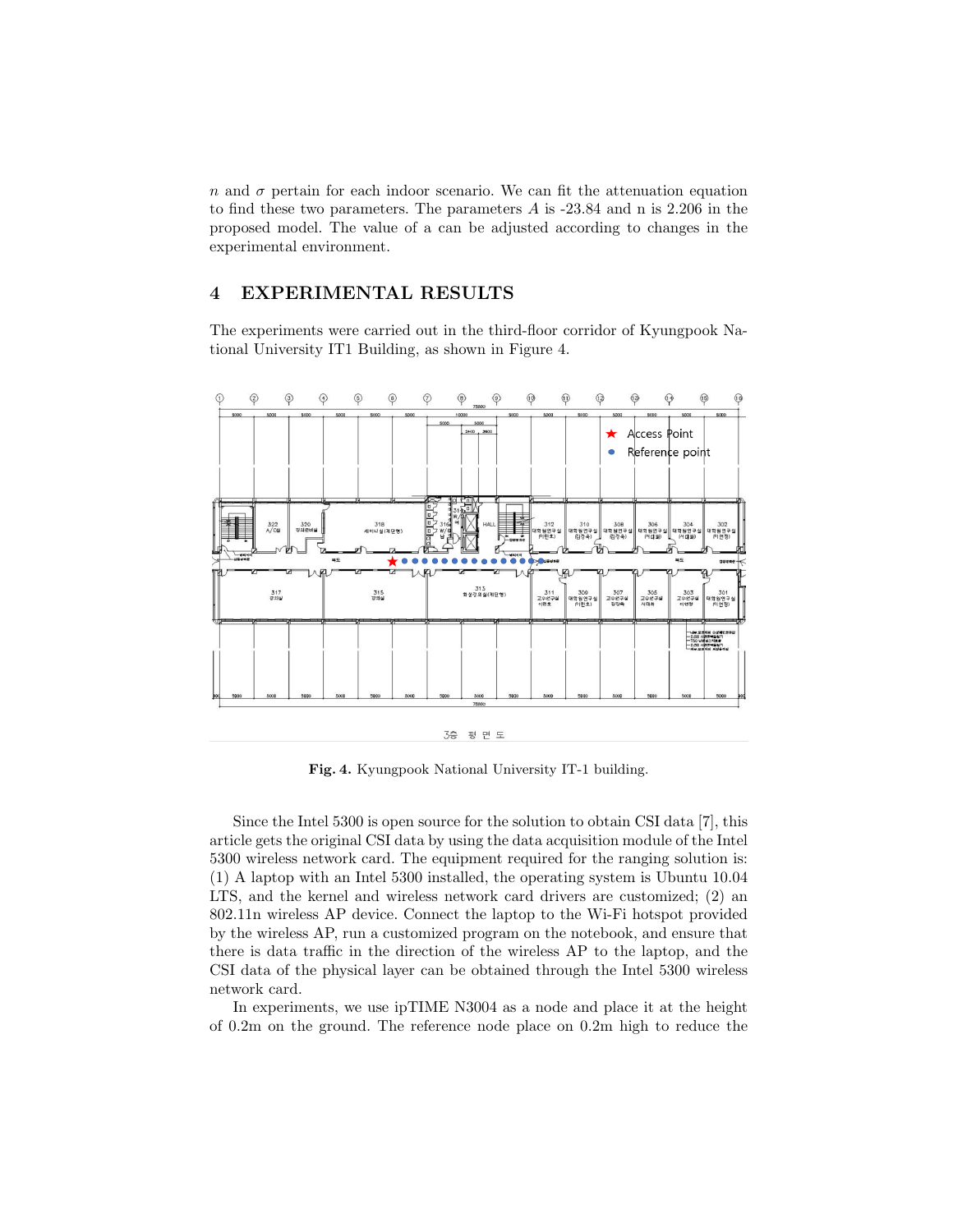$n$ and $\sigma$ pertain for each indoor scenario. We can fit the attenuation equation to find these two parameters. The parameters $A$ is -23.84 and n is 2.206 in the proposed model. The value of a can be adjusted according to changes in the experimental environment.

## 4 EXPERIMENTAL RESULTS

The experiments were carried out in the third-floor corridor of Kyungpook National University IT1 Building, as shown in Figure 4.

**Fig. 4.** Kyungpook National University IT-1 building.

Since the Intel 5300 is open source for the solution to obtain CSI data [7], this article gets the original CSI data by using the data acquisition module of the Intel 5300 wireless network card. The equipment required for the ranging solution is: (1) A laptop with an Intel 5300 installed, the operating system is Ubuntu 10.04 LTS, and the kernel and wireless network card drivers are customized; (2) an 802.11n wireless AP device. Connect the laptop to the Wi-Fi hotspot provided by the wireless AP, run a customized program on the notebook, and ensure that there is data traffic in the direction of the wireless AP to the laptop, and the CSI data of the physical layer can be obtained through the Intel 5300 wireless network card.

In experiments, we use ipTIME N3004 as a node and place it at the height of 0.2m on the ground. The reference node place on 0.2m high to reduce the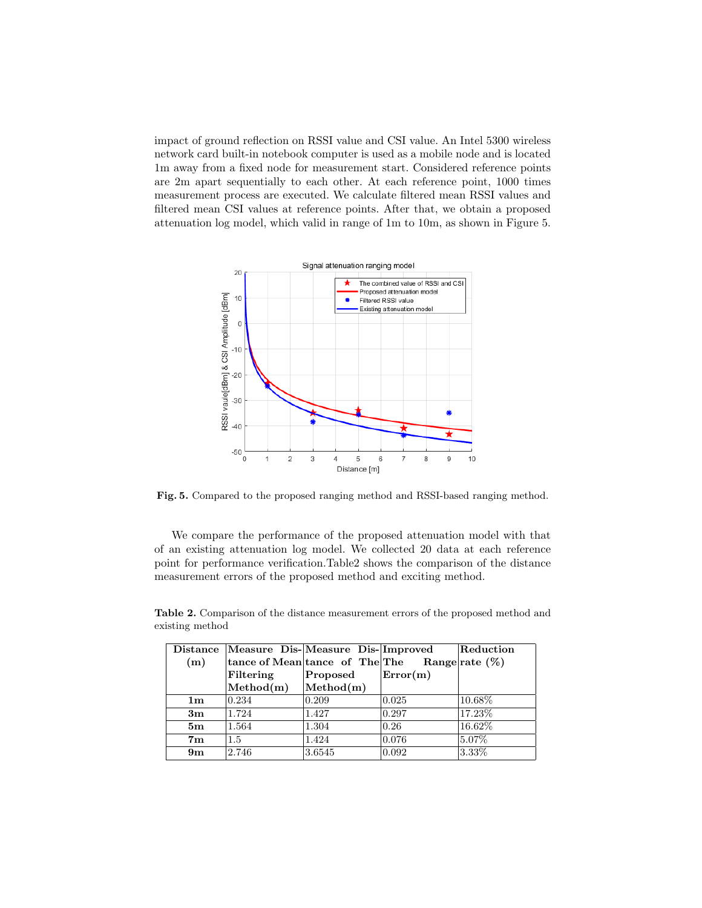impact of ground reflection on RSSI value and CSI value. An Intel 5300 wireless network card built-in notebook computer is used as a mobile node and is located 1m away from a fixed node for measurement start. Considered reference points are 2m apart sequentially to each other. At each reference point, 1000 times measurement process are executed. We calculate filtered mean RSSI values and filtered mean CSI values at reference points. After that, we obtain a proposed attenuation log model, which valid in range of 1m to 10m, as shown in Figure 5.

**Fig. 5.** Compared to the proposed ranging method and RSSI-based ranging method.

We compare the performance of the proposed attenuation model with that of an existing attenuation log model. We collected 20 data at each reference point for performance verification.Table2 shows the comparison of the distance measurement errors of the proposed method and exciting method.

**Table 2.** Comparison of the distance measurement errors of the proposed method and existing method

| Distance (m) | Measure Distance of Mean Filtering Method(m) | Measure Distance of The Proposed Method(m) | Improved The Range Error(m) | Reduction rate (%) |
|---|---|---|---|---|
| **1m** | 0.234 | 0.209 | 0.025 | 10.68% |
| **3m** | 1.724 | 1.427 | 0.297 | 17.23% |
| **5m** | 1.564 | 1.304 | 0.26 | 16.62% |
| **7m** | 1.5 | 1.424 | 0.076 | 5.07% |
| **9m** | 2.746 | 3.6545 | 0.092 | 3.33% |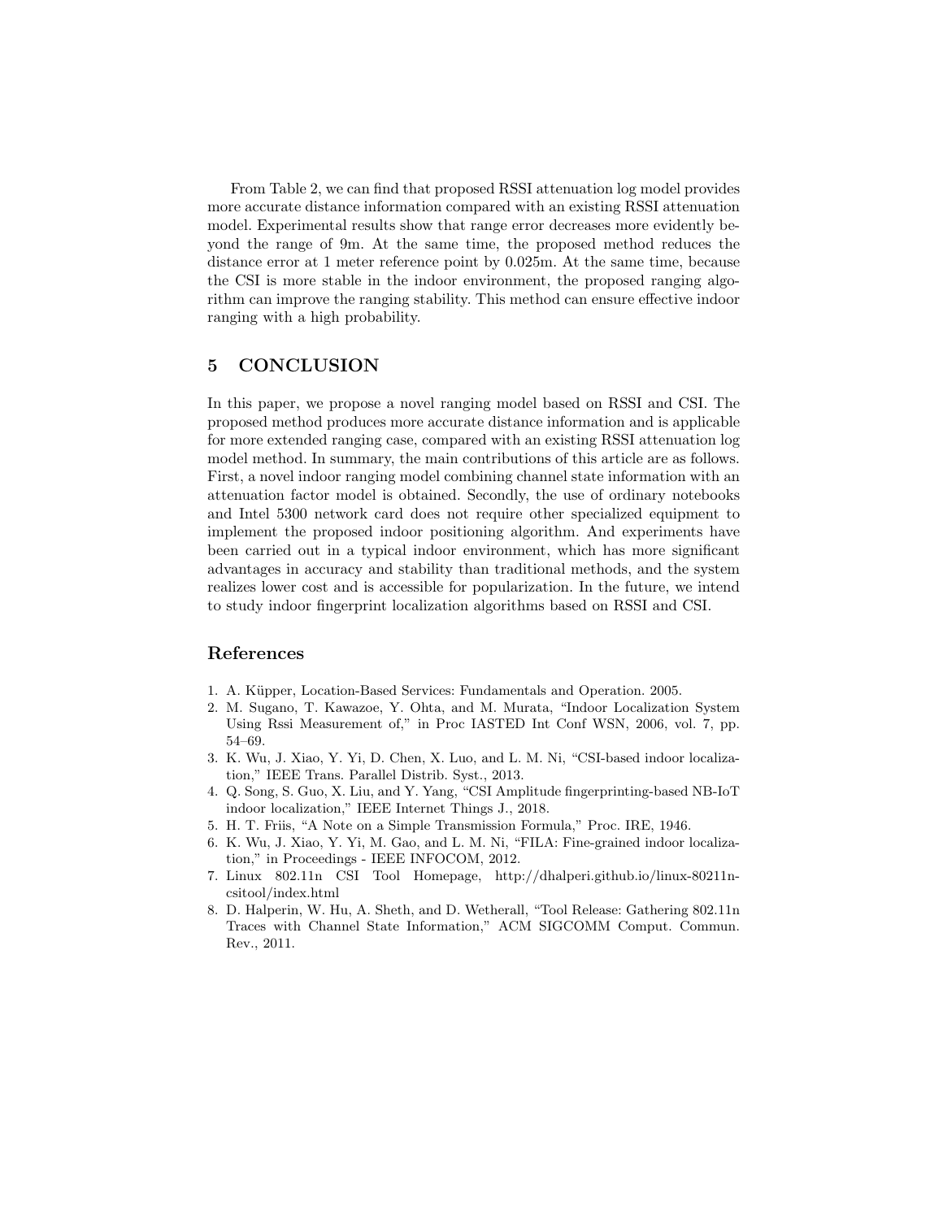From Table 2, we can find that proposed RSSI attenuation log model provides more accurate distance information compared with an existing RSSI attenuation model. Experimental results show that range error decreases more evidently beyond the range of 9m. At the same time, the proposed method reduces the distance error at 1 meter reference point by 0.025m. At the same time, because the CSI is more stable in the indoor environment, the proposed ranging algorithm can improve the ranging stability. This method can ensure effective indoor ranging with a high probability.

## 5 CONCLUSION

In this paper, we propose a novel ranging model based on RSSI and CSI. The proposed method produces more accurate distance information and is applicable for more extended ranging case, compared with an existing RSSI attenuation log model method. In summary, the main contributions of this article are as follows. First, a novel indoor ranging model combining channel state information with an attenuation factor model is obtained. Secondly, the use of ordinary notebooks and Intel 5300 network card does not require other specialized equipment to implement the proposed indoor positioning algorithm. And experiments have been carried out in a typical indoor environment, which has more significant advantages in accuracy and stability than traditional methods, and the system realizes lower cost and is accessible for popularization. In the future, we intend to study indoor fingerprint localization algorithms based on RSSI and CSI.

## References

1. A. Küpper, Location-Based Services: Fundamentals and Operation. 2005.
2. M. Sugano, T. Kawazoe, Y. Ohta, and M. Murata, "Indoor Localization System Using Rssi Measurement of," in Proc IASTED Int Conf WSN, 2006, vol. 7, pp. 54–69.
3. K. Wu, J. Xiao, Y. Yi, D. Chen, X. Luo, and L. M. Ni, "CSI-based indoor localization," IEEE Trans. Parallel Distrib. Syst., 2013.
4. Q. Song, S. Guo, X. Liu, and Y. Yang, "CSI Amplitude fingerprinting-based NB-IoT indoor localization," IEEE Internet Things J., 2018.
5. H. T. Friis, "A Note on a Simple Transmission Formula," Proc. IRE, 1946.
6. K. Wu, J. Xiao, Y. Yi, M. Gao, and L. M. Ni, "FILA: Fine-grained indoor localization," in Proceedings - IEEE INFOCOM, 2012.
7. Linux 802.11n CSI Tool Homepage, http://dhalperi.github.io/linux-80211n-csitool/index.html
8. D. Halperin, W. Hu, A. Sheth, and D. Wetherall, "Tool Release: Gathering 802.11n Traces with Channel State Information," ACM SIGCOMM Comput. Commun. Rev., 2011.